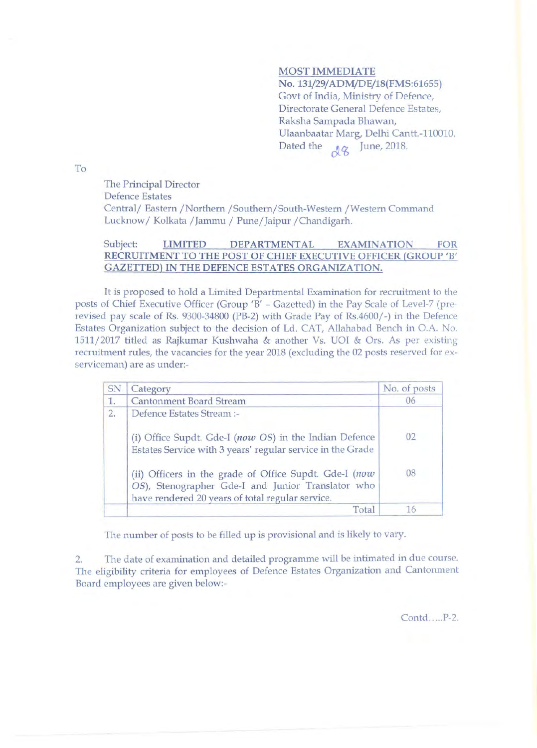**<u>MOST IMMEDIATE</u>**
**No. 131/29/ADM/DE/18(FMS:61655)**
Govt of India, Ministry of Defence,
Directorate General Defence Estates,
Raksha Sampada Bhawan,
Ulaanbaatar Marg, Delhi Cantt.-110010.
Dated the 28 June, 2018.

To

The Principal Director
Defence Estates
Central/ Eastern /Northern /Southern/South-Western /Western Command
Lucknow/ Kolkata /Jammu / Pune/Jaipur /Chandigarh.

Subject: **<u>LIMITED DEPARTMENTAL EXAMINATION FOR RECRUITMENT TO THE POST OF CHIEF EXECUTIVE OFFICER (GROUP 'B' GAZETTED) IN THE DEFENCE ESTATES ORGANIZATION.</u>**

It is proposed to hold a Limited Departmental Examination for recruitment to the posts of Chief Executive Officer (Group 'B' - Gazetted) in the Pay Scale of Level-7 (pre-revised pay scale of Rs. 9300-34800 (PB-2) with Grade Pay of Rs.4600/-) in the Defence Estates Organization subject to the decision of Ld. CAT, Allahabad Bench in O.A. No. 1511/2017 titled as Rajkumar Kushwaha & another Vs. UOI & Ors. As per existing recruitment rules, the vacancies for the year 2018 (excluding the 02 posts reserved for ex-serviceman) are as under:-

| SN | Category | No. of posts |
|---|---|---|
| 1. | Cantonment Board Stream | 06 |
| 2. | Defence Estates Stream :- | |
| | (i) Office Supdt. Gde-I (*now OS*) in the Indian Defence Estates Service with 3 years' regular service in the Grade | 02 |
| | (ii) Officers in the grade of Office Supdt. Gde-I (*now OS*), Stenographer Gde-I and Junior Translator who have rendered 20 years of total regular service. | 08 |
| | Total | 16 |

The number of posts to be filled up is provisional and is likely to vary.

2. The date of examination and detailed programme will be intimated in due course. The eligibility criteria for employees of Defence Estates Organization and Cantonment Board employees are given below:-

Contd.....P-2.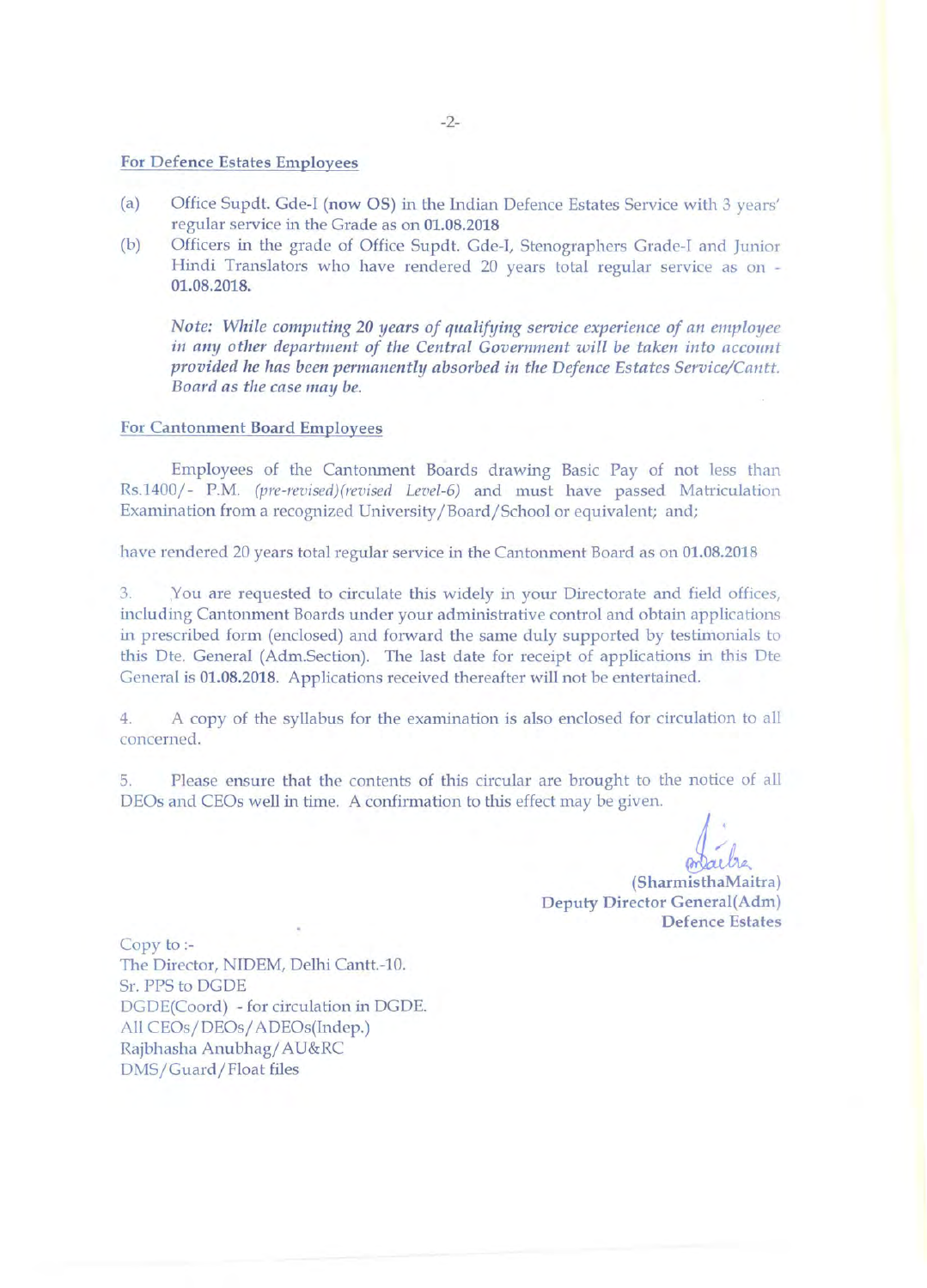<u>For Defence Estates Employees</u>

(a) Office Supdt. Gde-I (**now OS**) in the Indian Defence Estates Service with 3 years' regular service in the Grade as on **01.08.2018**

(b) Officers in the grade of Office Supdt. Gde-I, Stenographers Grade-I and Junior Hindi Translators who have rendered 20 years total regular service as on - **01.08.2018.**

*Note: While computing 20 years of qualifying service experience of an employee in any other department of the Central Government will be taken into account provided he has been permanently absorbed in the Defence Estates Service/Cantt. Board as the case may be.*

<u>For Cantonment Board Employees</u>

Employees of the Cantonment Boards drawing Basic Pay of not less than Rs.1400/- P.M. *(pre-revised)(revised Level-6)* and must have passed Matriculation Examination from a recognized University/Board/School or equivalent; and;

have rendered 20 years total regular service in the Cantonment Board as on **01.08.2018**

3. You are requested to circulate this widely in your Directorate and field offices, including Cantonment Boards under your administrative control and obtain applications in prescribed form (enclosed) and forward the same duly supported by testimonials to this Dte. General (Adm.Section). The last date for receipt of applications in this Dte General is **01.08.2018**. Applications received thereafter will not be entertained.

4. A copy of the syllabus for the examination is also enclosed for circulation to all concerned.

5. Please ensure that the contents of this circular are brought to the notice of all DEOs and CEOs well in time. A confirmation to this effect may be given.

**(SharmisthaMaitra)**
**Deputy Director General(Adm)**
**Defence Estates**

Copy to :-
The Director, NIDEM, Delhi Cantt.-10.
Sr. PPS to DGDE
DGDE(Coord) - for circulation in DGDE.
All CEOs/DEOs/ADEOs(Indep.)
Rajbhasha Anubhag/AU&RC
DMS/Guard/Float files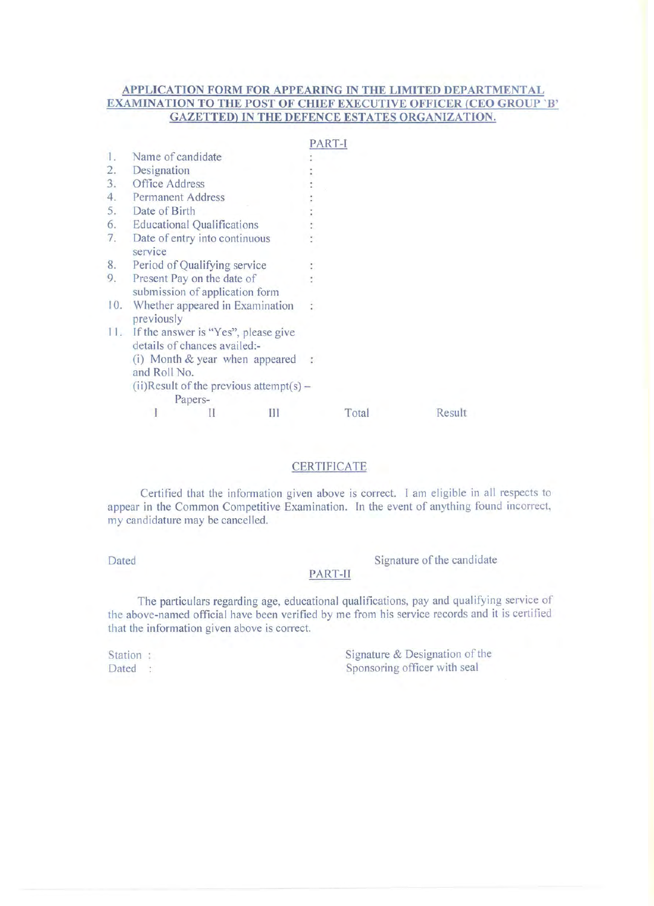**APPLICATION FORM FOR APPEARING IN THE LIMITED DEPARTMENTAL EXAMINATION TO THE POST OF CHIEF EXECUTIVE OFFICER (CEO GROUP 'B' GAZETTED) IN THE DEFENCE ESTATES ORGANIZATION.**

PART-I

1. Name of candidate :
2. Designation :
3. Office Address :
4. Permanent Address :
5. Date of Birth :
6. Educational Qualifications :
7. Date of entry into continuous service :
8. Period of Qualifying service :
9. Present Pay on the date of submission of application form :
10. Whether appeared in Examination previously :
11. If the answer is "Yes", please give details of chances availed:-
    (i) Month & year when appeared and Roll No. :
    (ii)Result of the previous attempt(s) –
    Papers-

| I | II | III | Total | Result |
|---|---|---|---|---|

CERTIFICATE

Certified that the information given above is correct. I am eligible in all respects to appear in the Common Competitive Examination. In the event of anything found incorrect, my candidature may be cancelled.

Dated

Signature of the candidate

PART-II

The particulars regarding age, educational qualifications, pay and qualifying service of the above-named official have been verified by me from his service records and it is certified that the information given above is correct.

Station :
Dated :

Signature & Designation of the Sponsoring officer with seal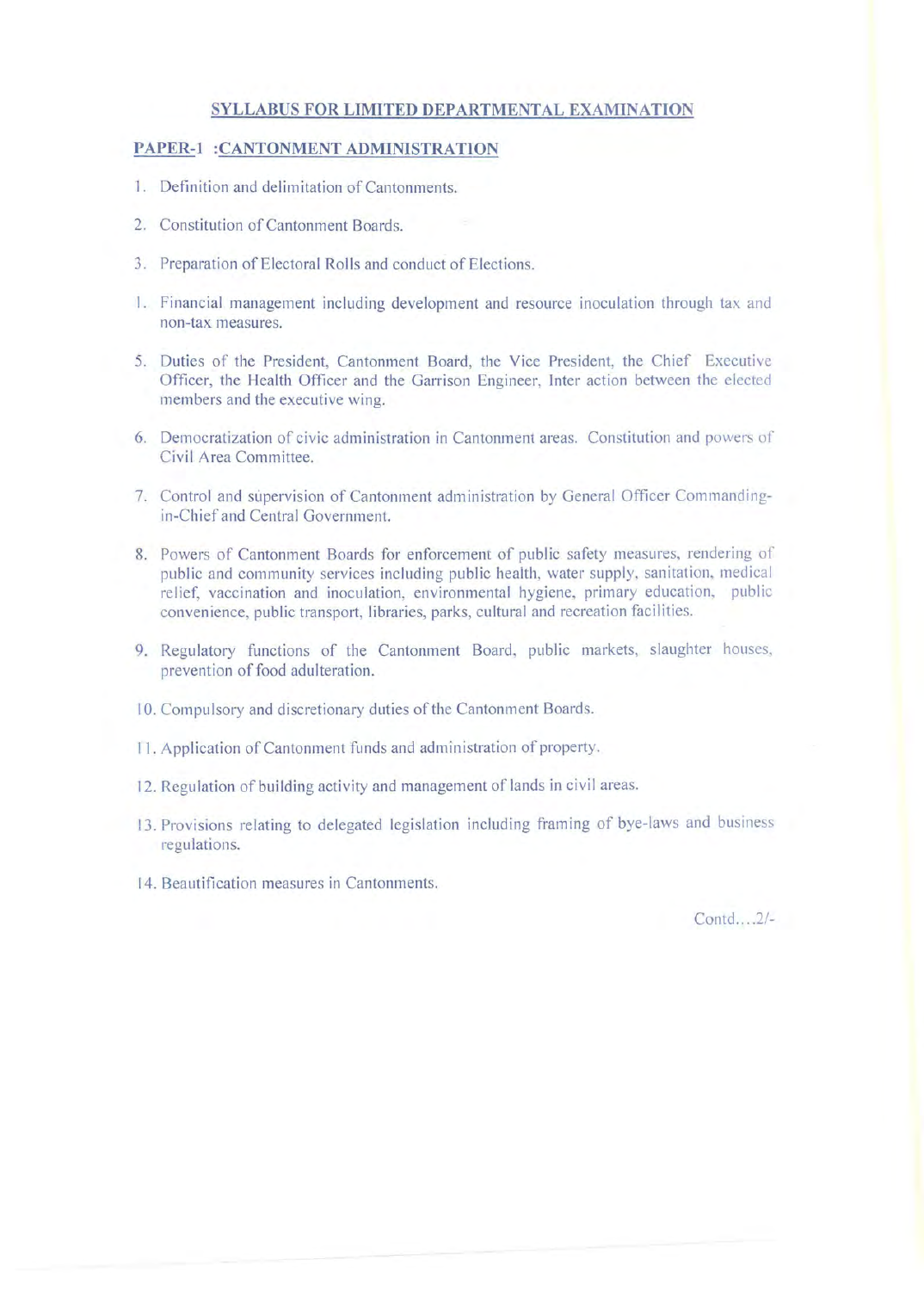## SYLLABUS FOR LIMITED DEPARTMENTAL EXAMINATION

### PAPER-1 :CANTONMENT ADMINISTRATION

1. Definition and delimitation of Cantonments.

2. Constitution of Cantonment Boards.

3. Preparation of Electoral Rolls and conduct of Elections.

4. Financial management including development and resource inoculation through tax and non-tax measures.

5. Duties of the President, Cantonment Board, the Vice President, the Chief Executive Officer, the Health Officer and the Garrison Engineer, Inter action between the elected members and the executive wing.

6. Democratization of civic administration in Cantonment areas. Constitution and powers of Civil Area Committee.

7. Control and supervision of Cantonment administration by General Officer Commanding-in-Chief and Central Government.

8. Powers of Cantonment Boards for enforcement of public safety measures, rendering of public and community services including public health, water supply, sanitation, medical relief, vaccination and inoculation, environmental hygiene, primary education, public convenience, public transport, libraries, parks, cultural and recreation facilities.

9. Regulatory functions of the Cantonment Board, public markets, slaughter houses, prevention of food adulteration.

10. Compulsory and discretionary duties of the Cantonment Boards.

11. Application of Cantonment funds and administration of property.

12. Regulation of building activity and management of lands in civil areas.

13. Provisions relating to delegated legislation including framing of bye-laws and business regulations.

14. Beautification measures in Cantonments.

Contd....2/-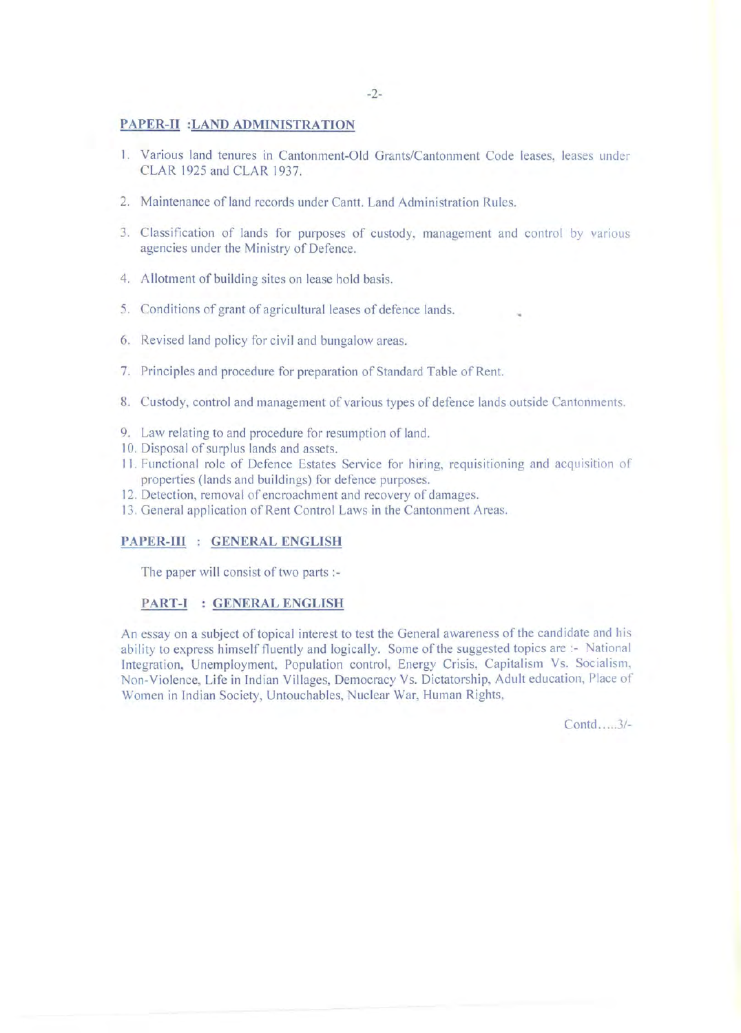## PAPER-II :LAND ADMINISTRATION

1. Various land tenures in Cantonment-Old Grants/Cantonment Code leases, leases under CLAR 1925 and CLAR 1937.

2. Maintenance of land records under Cantt. Land Administration Rules.

3. Classification of lands for purposes of custody, management and control by various agencies under the Ministry of Defence.

4. Allotment of building sites on lease hold basis.

5. Conditions of grant of agricultural leases of defence lands.

6. Revised land policy for civil and bungalow areas.

7. Principles and procedure for preparation of Standard Table of Rent.

8. Custody, control and management of various types of defence lands outside Cantonments.

9. Law relating to and procedure for resumption of land.
10. Disposal of surplus lands and assets.
11. Functional role of Defence Estates Service for hiring, requisitioning and acquisition of properties (lands and buildings) for defence purposes.
12. Detection, removal of encroachment and recovery of damages.
13. General application of Rent Control Laws in the Cantonment Areas.

## PAPER-III : GENERAL ENGLISH

The paper will consist of two parts :-

### PART-I : GENERAL ENGLISH

An essay on a subject of topical interest to test the General awareness of the candidate and his ability to express himself fluently and logically. Some of the suggested topics are :- National Integration, Unemployment, Population control, Energy Crisis, Capitalism Vs. Socialism, Non-Violence, Life in Indian Villages, Democracy Vs. Dictatorship, Adult education, Place of Women in Indian Society, Untouchables, Nuclear War, Human Rights,

Contd.....3/-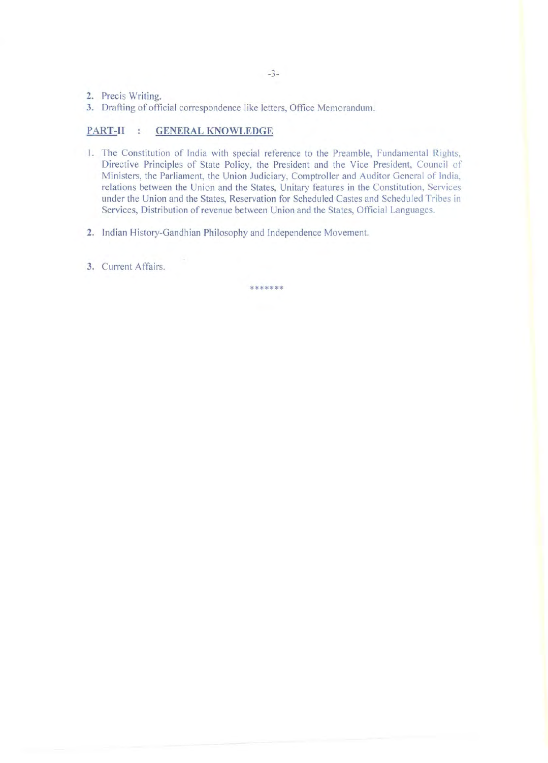2. Precis Writing.
3. Drafting of official correspondence like letters, Office Memorandum.

## PART-II : GENERAL KNOWLEDGE

1. The Constitution of India with special reference to the Preamble, Fundamental Rights, Directive Principles of State Policy, the President and the Vice President, Council of Ministers, the Parliament, the Union Judiciary, Comptroller and Auditor General of India, relations between the Union and the States, Unitary features in the Constitution, Services under the Union and the States, Reservation for Scheduled Castes and Scheduled Tribes in Services, Distribution of revenue between Union and the States, Official Languages.

2. Indian History-Gandhian Philosophy and Independence Movement.

3. Current Affairs.

*******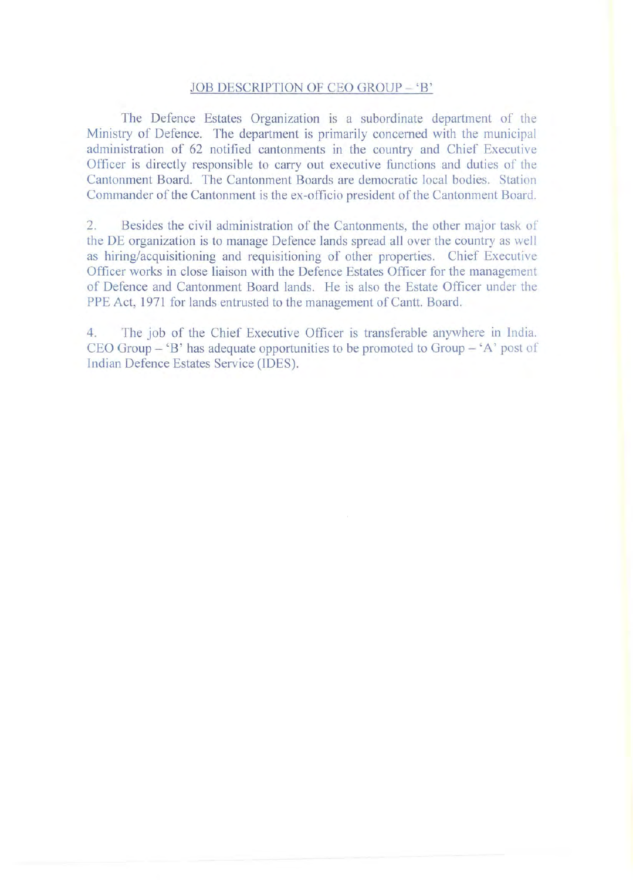## JOB DESCRIPTION OF CEO GROUP – 'B'

The Defence Estates Organization is a subordinate department of the Ministry of Defence. The department is primarily concerned with the municipal administration of 62 notified cantonments in the country and Chief Executive Officer is directly responsible to carry out executive functions and duties of the Cantonment Board. The Cantonment Boards are democratic local bodies. Station Commander of the Cantonment is the ex-officio president of the Cantonment Board.

2. Besides the civil administration of the Cantonments, the other major task of the DE organization is to manage Defence lands spread all over the country as well as hiring/acquisitioning and requisitioning of other properties. Chief Executive Officer works in close liaison with the Defence Estates Officer for the management of Defence and Cantonment Board lands. He is also the Estate Officer under the PPE Act, 1971 for lands entrusted to the management of Cantt. Board.

4. The job of the Chief Executive Officer is transferable anywhere in India. CEO Group – 'B' has adequate opportunities to be promoted to Group – 'A' post of Indian Defence Estates Service (IDES).